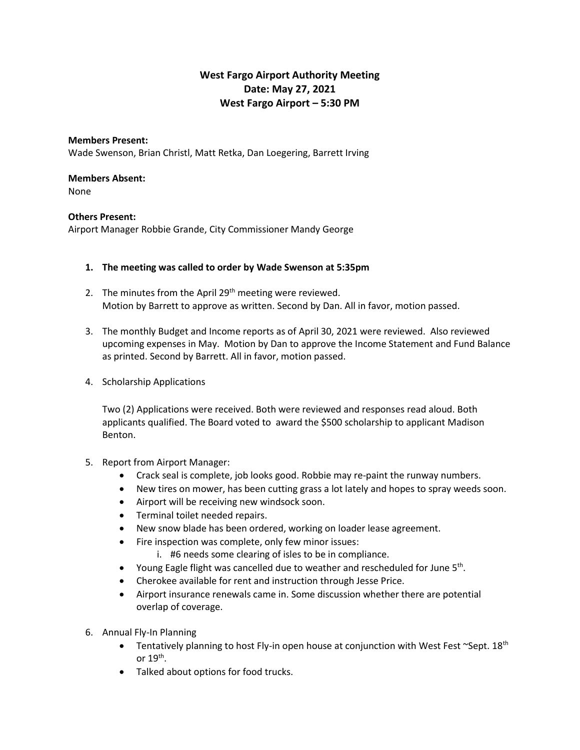# West Fargo Airport Authority Meeting
# Date: May 27, 2021
# West Fargo Airport – 5:30 PM

**Members Present:**
Wade Swenson, Brian Christl, Matt Retka, Dan Loegering, Barrett Irving

**Members Absent:**
None

**Others Present:**
Airport Manager Robbie Grande, City Commissioner Mandy George

1. **The meeting was called to order by Wade Swenson at 5:35pm**

2. The minutes from the April 29th meeting were reviewed.
   Motion by Barrett to approve as written. Second by Dan. All in favor, motion passed.

3. The monthly Budget and Income reports as of April 30, 2021 were reviewed. Also reviewed upcoming expenses in May. Motion by Dan to approve the Income Statement and Fund Balance as printed. Second by Barrett. All in favor, motion passed.

4. Scholarship Applications

   Two (2) Applications were received. Both were reviewed and responses read aloud. Both applicants qualified. The Board voted to award the $500 scholarship to applicant Madison Benton.

5. Report from Airport Manager:
   - Crack seal is complete, job looks good. Robbie may re-paint the runway numbers.
   - New tires on mower, has been cutting grass a lot lately and hopes to spray weeds soon.
   - Airport will be receiving new windsock soon.
   - Terminal toilet needed repairs.
   - New snow blade has been ordered, working on loader lease agreement.
   - Fire inspection was complete, only few minor issues:
     i. #6 needs some clearing of isles to be in compliance.
   - Young Eagle flight was cancelled due to weather and rescheduled for June 5th.
   - Cherokee available for rent and instruction through Jesse Price.
   - Airport insurance renewals came in. Some discussion whether there are potential overlap of coverage.

6. Annual Fly-In Planning
   - Tentatively planning to host Fly-in open house at conjunction with West Fest ~Sept. 18th or 19th.
   - Talked about options for food trucks.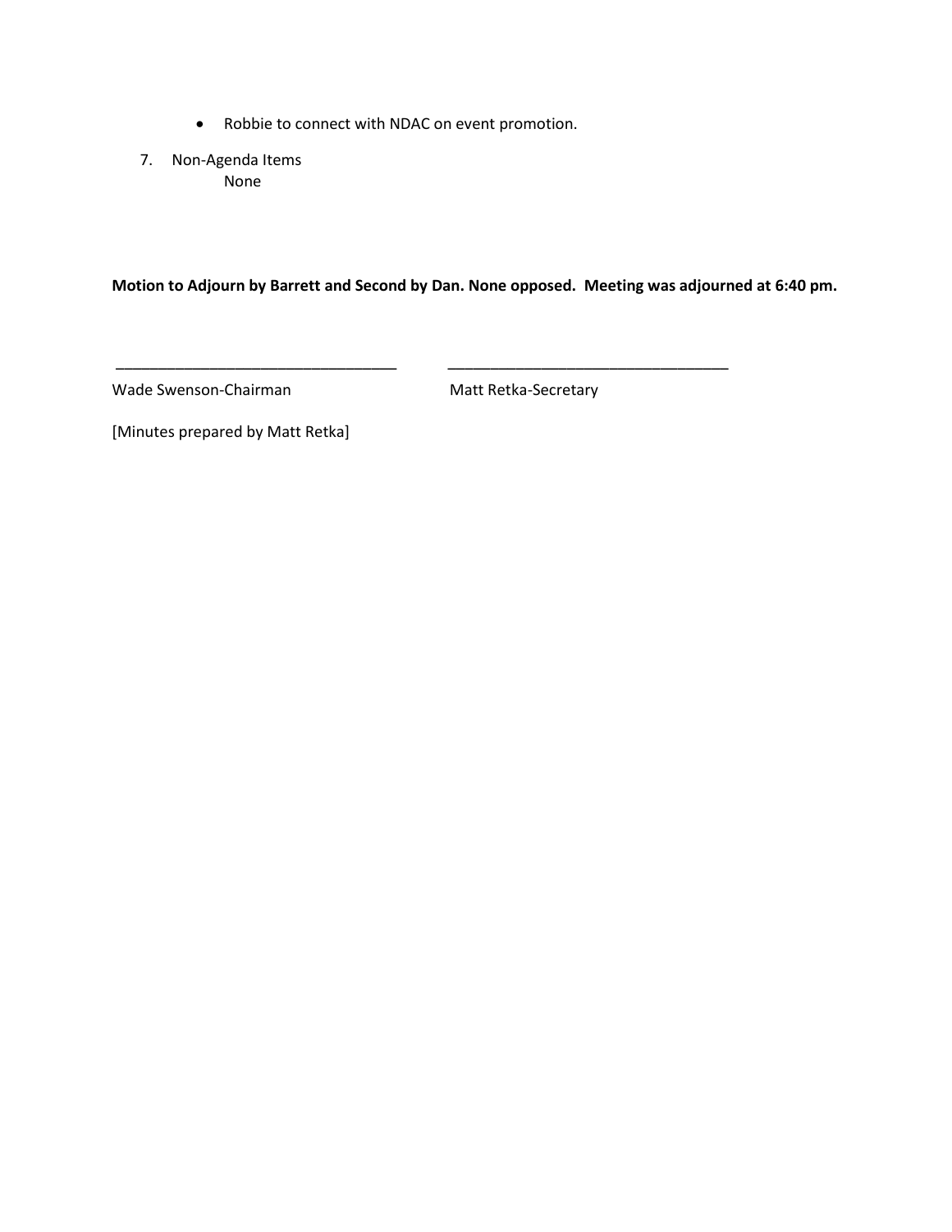- Robbie to connect with NDAC on event promotion.

7. Non-Agenda Items

   None

**Motion to Adjourn by Barrett and Second by Dan. None opposed. Meeting was adjourned at 6:40 pm.**

_________________________________ _________________________________

Wade Swenson-Chairman Matt Retka-Secretary

[Minutes prepared by Matt Retka]